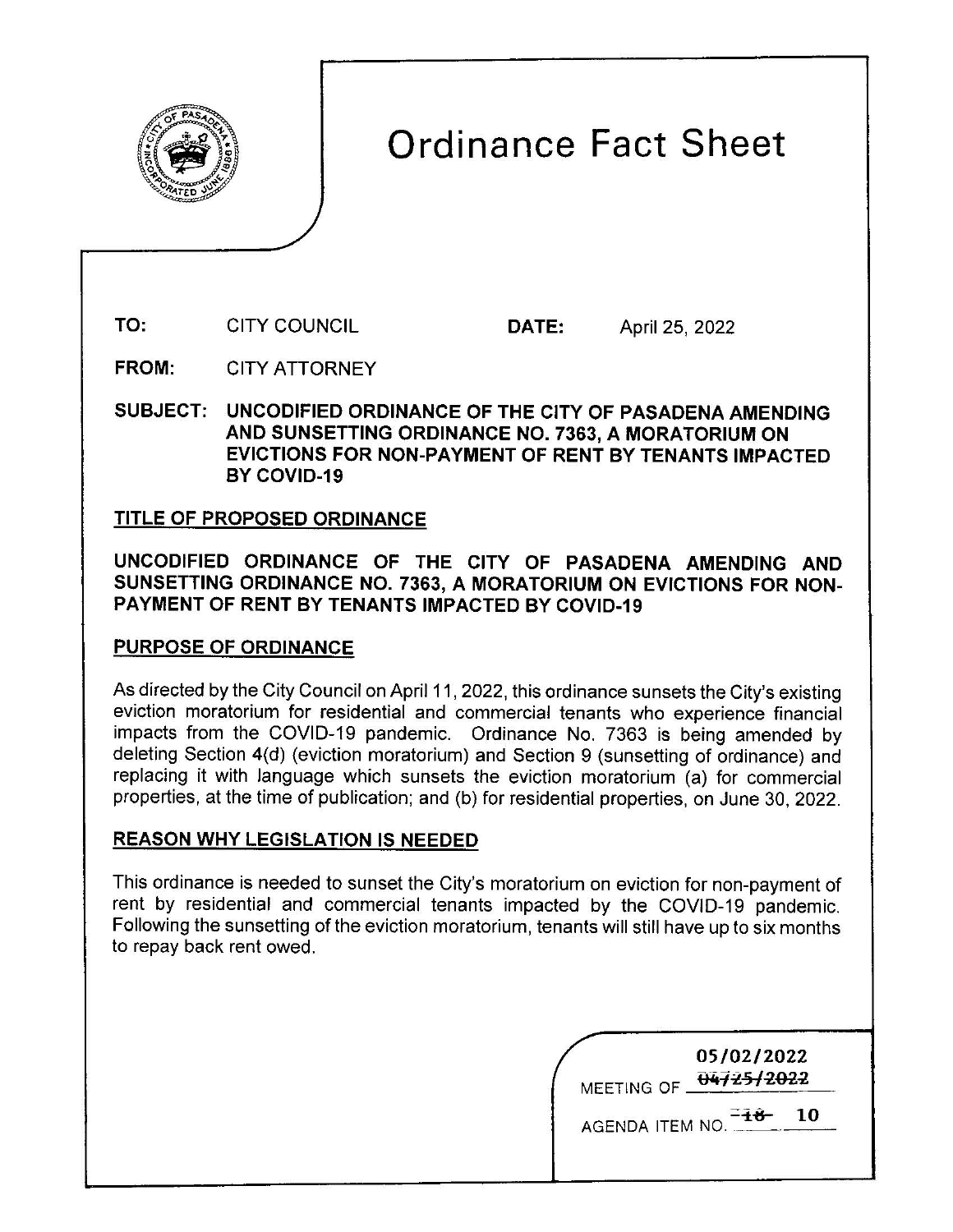# Ordinance Fact Sheet

**TO:** CITY COUNCIL **DATE:** April 25, 2022

**FROM:** CITY ATTORNEY

**SUBJECT: UNCODIFIED ORDINANCE OF THE CITY OF PASADENA AMENDING AND SUNSETTING ORDINANCE NO. 7363, A MORATORIUM ON EVICTIONS FOR NON-PAYMENT OF RENT BY TENANTS IMPACTED BY COVID-19**

## TITLE OF PROPOSED ORDINANCE

**UNCODIFIED ORDINANCE OF THE CITY OF PASADENA AMENDING AND SUNSETTING ORDINANCE NO. 7363, A MORATORIUM ON EVICTIONS FOR NON-PAYMENT OF RENT BY TENANTS IMPACTED BY COVID-19**

## PURPOSE OF ORDINANCE

As directed by the City Council on April 11, 2022, this ordinance sunsets the City's existing eviction moratorium for residential and commercial tenants who experience financial impacts from the COVID-19 pandemic. Ordinance No. 7363 is being amended by deleting Section 4(d) (eviction moratorium) and Section 9 (sunsetting of ordinance) and replacing it with language which sunsets the eviction moratorium (a) for commercial properties, at the time of publication; and (b) for residential properties, on June 30, 2022.

## REASON WHY LEGISLATION IS NEEDED

This ordinance is needed to sunset the City's moratorium on eviction for non-payment of rent by residential and commercial tenants impacted by the COVID-19 pandemic. Following the sunsetting of the eviction moratorium, tenants will still have up to six months to repay back rent owed.

MEETING OF ~~04/25/2022~~ 05/02/2022

AGENDA ITEM NO. ~~18~~ 10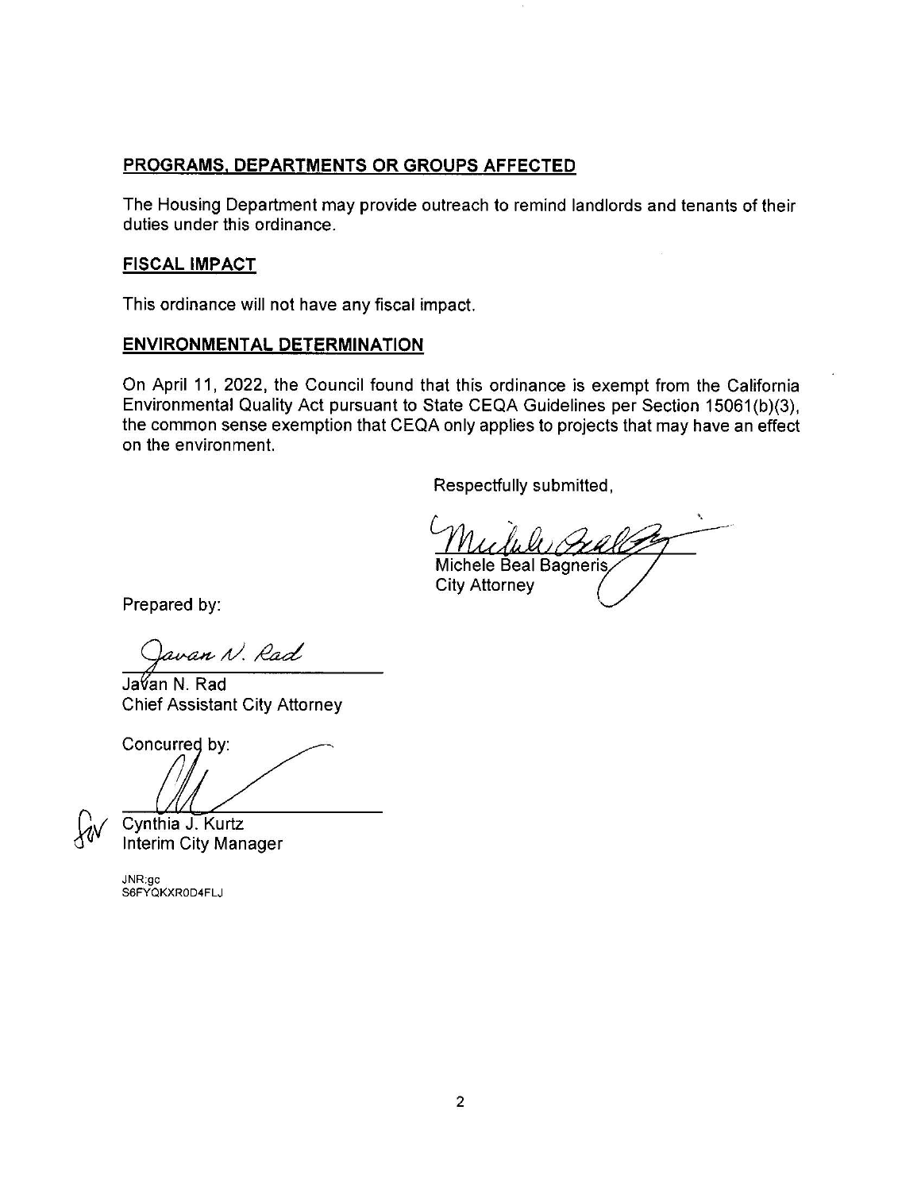## PROGRAMS, DEPARTMENTS OR GROUPS AFFECTED

The Housing Department may provide outreach to remind landlords and tenants of their duties under this ordinance.

## FISCAL IMPACT

This ordinance will not have any fiscal impact.

## ENVIRONMENTAL DETERMINATION

On April 11, 2022, the Council found that this ordinance is exempt from the California Environmental Quality Act pursuant to State CEQA Guidelines per Section 15061(b)(3), the common sense exemption that CEQA only applies to projects that may have an effect on the environment.

Respectfully submitted,

Michele Beal Bagneris
City Attorney

Prepared by:

Javan N. Rad
Chief Assistant City Attorney

Concurred by:

for Cynthia J. Kurtz
Interim City Manager

JNR:gc
S6FYQKXR0D4FLJ